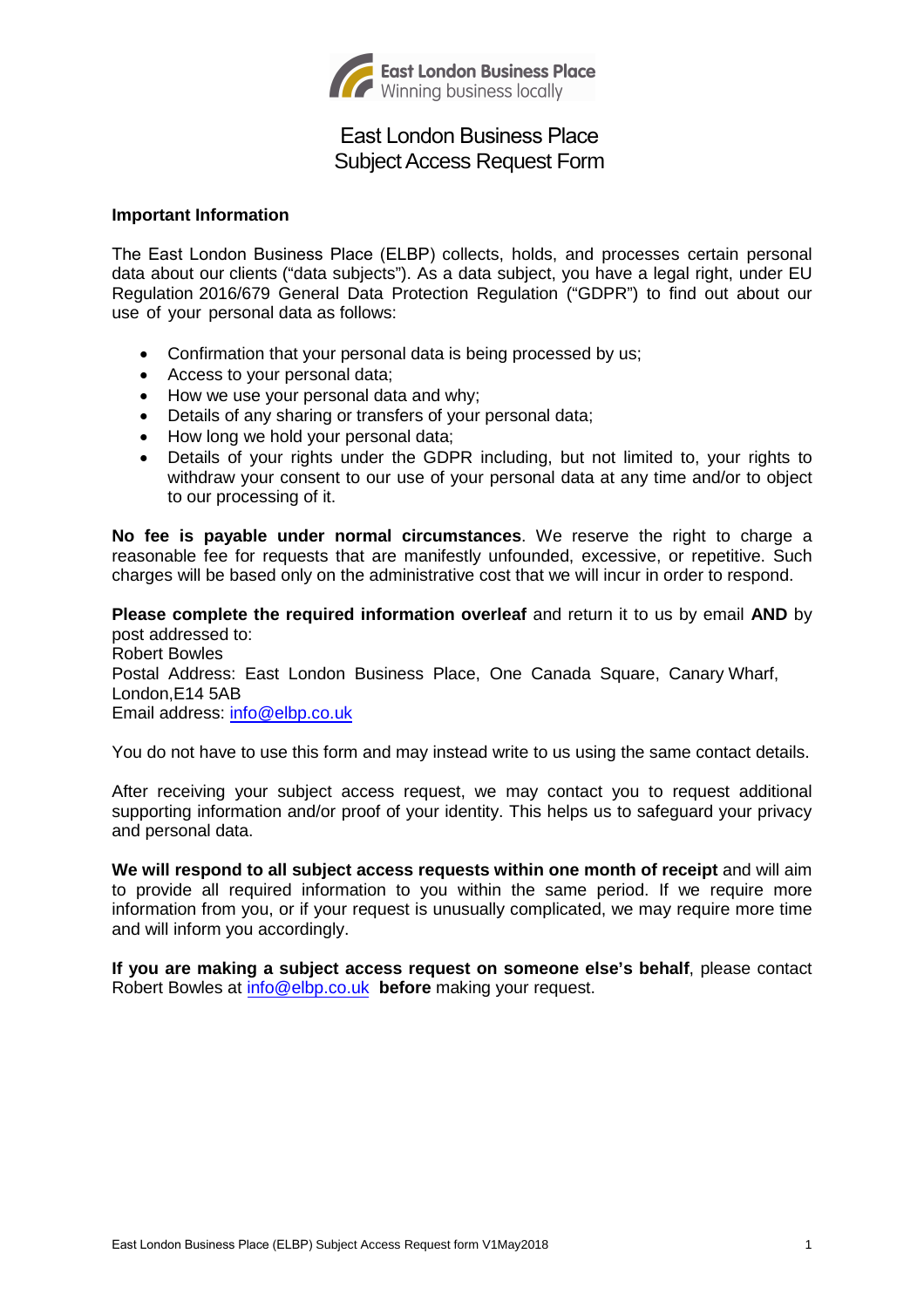East London Business Place
Winning business locally

# East London Business Place
# Subject Access Request Form

**Important Information**

The East London Business Place (ELBP) collects, holds, and processes certain personal data about our clients ("data subjects"). As a data subject, you have a legal right, under EU Regulation 2016/679 General Data Protection Regulation ("GDPR") to find out about our use of your personal data as follows:

- Confirmation that your personal data is being processed by us;
- Access to your personal data;
- How we use your personal data and why;
- Details of any sharing or transfers of your personal data;
- How long we hold your personal data;
- Details of your rights under the GDPR including, but not limited to, your rights to withdraw your consent to our use of your personal data at any time and/or to object to our processing of it.

**No fee is payable under normal circumstances**. We reserve the right to charge a reasonable fee for requests that are manifestly unfounded, excessive, or repetitive. Such charges will be based only on the administrative cost that we will incur in order to respond.

**Please complete the required information overleaf** and return it to us by email **AND** by post addressed to:
Robert Bowles
Postal Address: East London Business Place, One Canada Square, Canary Wharf, London,E14 5AB
Email address: info@elbp.co.uk

You do not have to use this form and may instead write to us using the same contact details.

After receiving your subject access request, we may contact you to request additional supporting information and/or proof of your identity. This helps us to safeguard your privacy and personal data.

**We will respond to all subject access requests within one month of receipt** and will aim to provide all required information to you within the same period. If we require more information from you, or if your request is unusually complicated, we may require more time and will inform you accordingly.

**If you are making a subject access request on someone else's behalf**, please contact Robert Bowles at info@elbp.co.uk **before** making your request.

East London Business Place (ELBP) Subject Access Request form V1May2018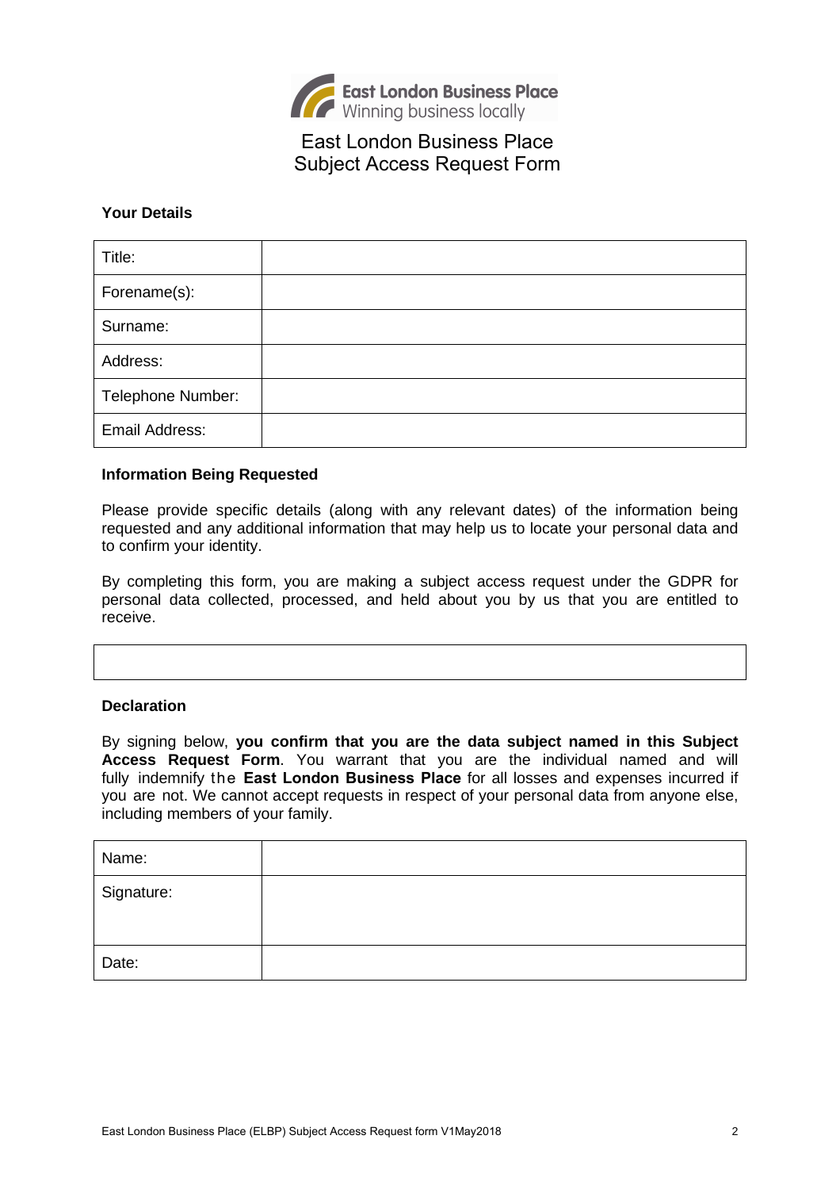East London Business Place
Winning business locally

# East London Business Place Subject Access Request Form

**Your Details**

| | |
|---|---|
| Title: | |
| Forename(s): | |
| Surname: | |
| Address: | |
| Telephone Number: | |
| Email Address: | |

**Information Being Requested**

Please provide specific details (along with any relevant dates) of the information being requested and any additional information that may help us to locate your personal data and to confirm your identity.

By completing this form, you are making a subject access request under the GDPR for personal data collected, processed, and held about you by us that you are entitled to receive.

| |
|---|
| |

**Declaration**

By signing below, **you confirm that you are the data subject named in this Subject Access Request Form**. You warrant that you are the individual named and will fully indemnify the **East London Business Place** for all losses and expenses incurred if you are not. We cannot accept requests in respect of your personal data from anyone else, including members of your family.

| | |
|---|---|
| Name: | |
| Signature: | |
| Date: | |

East London Business Place (ELBP) Subject Access Request form V1May2018